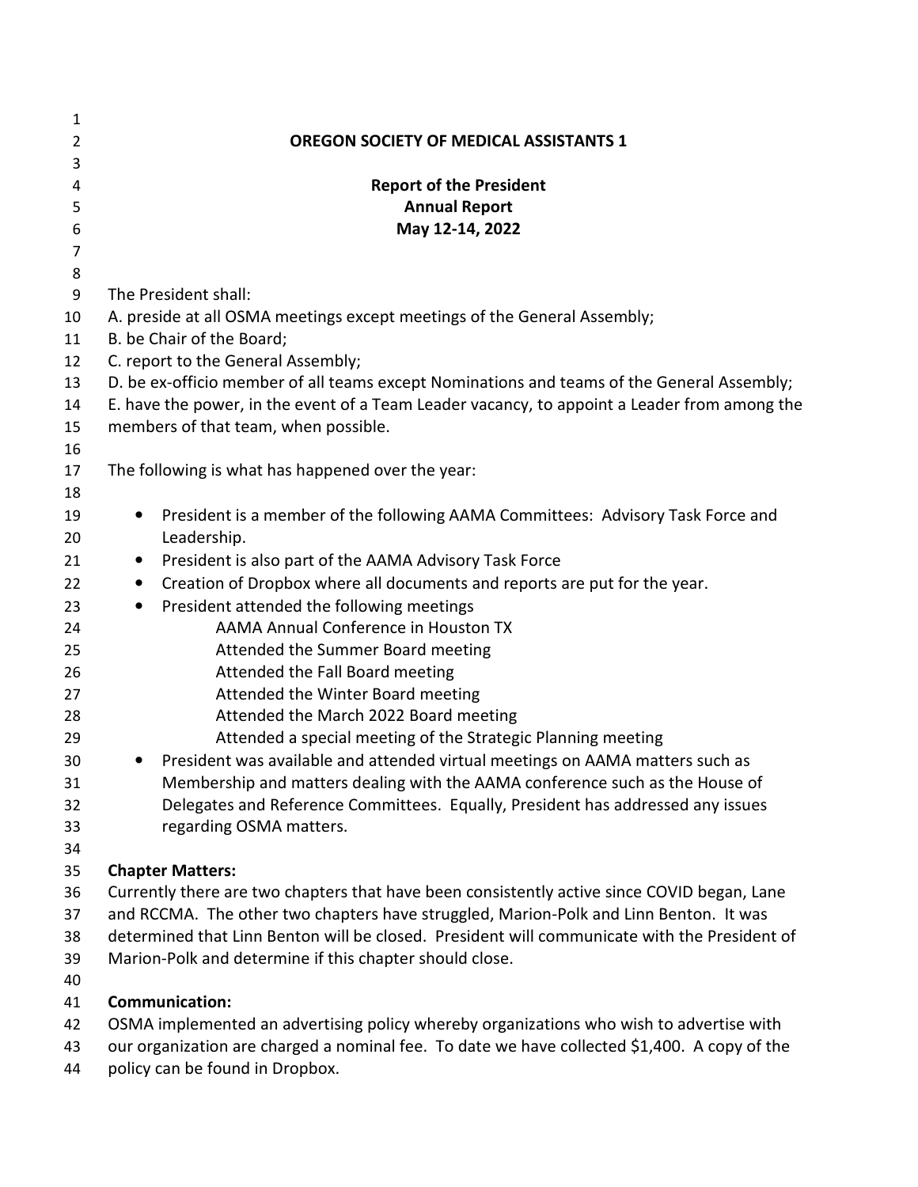# OREGON SOCIETY OF MEDICAL ASSISTANTS 1

## Report of the President
## Annual Report
## May 12-14, 2022

The President shall:
A. preside at all OSMA meetings except meetings of the General Assembly;
B. be Chair of the Board;
C. report to the General Assembly;
D. be ex-officio member of all teams except Nominations and teams of the General Assembly;
E. have the power, in the event of a Team Leader vacancy, to appoint a Leader from among the members of that team, when possible.

The following is what has happened over the year:

- President is a member of the following AAMA Committees: Advisory Task Force and Leadership.
- President is also part of the AAMA Advisory Task Force
- Creation of Dropbox where all documents and reports are put for the year.
- President attended the following meetings
  - AAMA Annual Conference in Houston TX
  - Attended the Summer Board meeting
  - Attended the Fall Board meeting
  - Attended the Winter Board meeting
  - Attended the March 2022 Board meeting
  - Attended a special meeting of the Strategic Planning meeting
- President was available and attended virtual meetings on AAMA matters such as Membership and matters dealing with the AAMA conference such as the House of Delegates and Reference Committees. Equally, President has addressed any issues regarding OSMA matters.

**Chapter Matters:**
Currently there are two chapters that have been consistently active since COVID began, Lane and RCCMA. The other two chapters have struggled, Marion-Polk and Linn Benton. It was determined that Linn Benton will be closed. President will communicate with the President of Marion-Polk and determine if this chapter should close.

**Communication:**
OSMA implemented an advertising policy whereby organizations who wish to advertise with our organization are charged a nominal fee. To date we have collected $1,400. A copy of the policy can be found in Dropbox.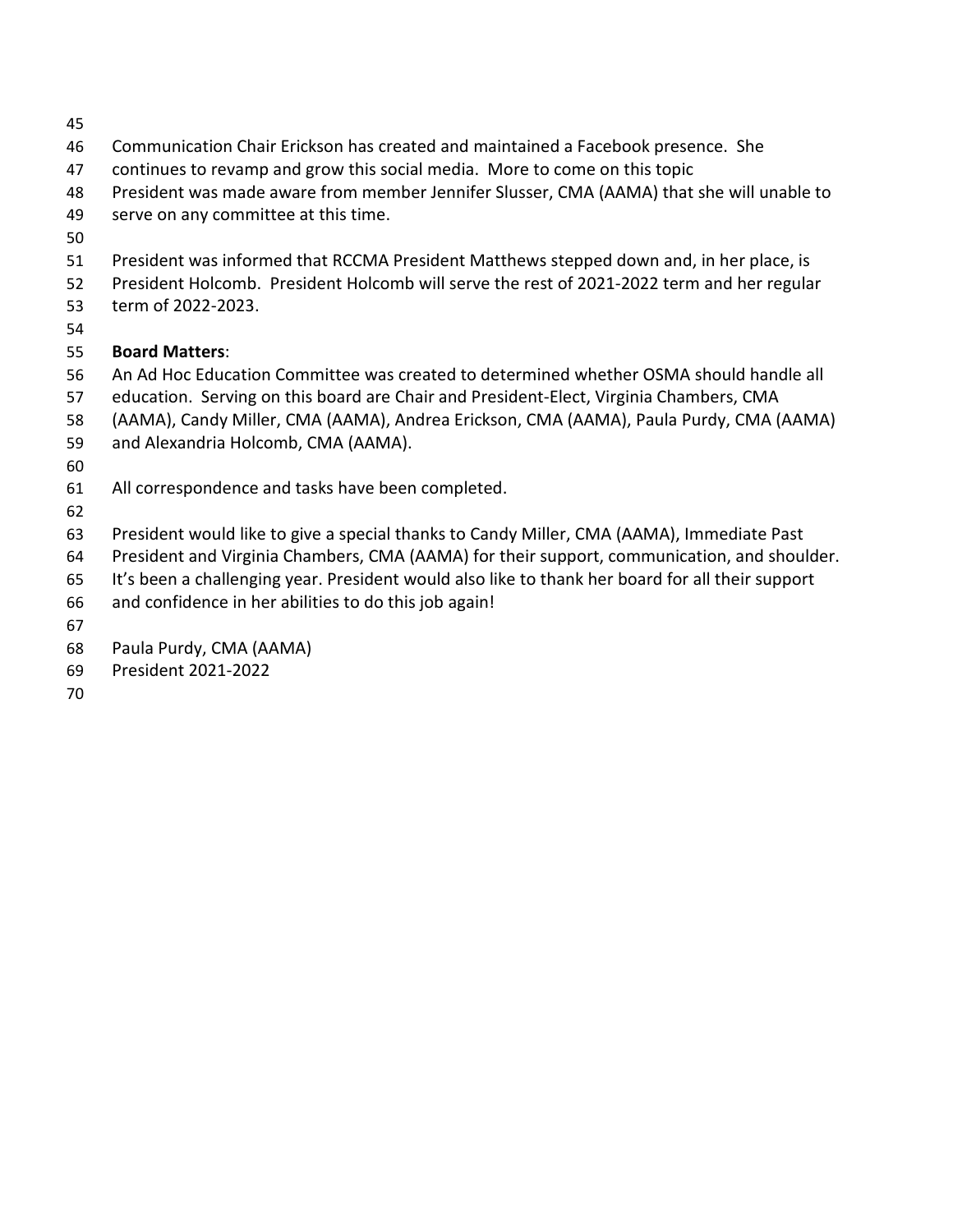Communication Chair Erickson has created and maintained a Facebook presence. She continues to revamp and grow this social media. More to come on this topic

President was made aware from member Jennifer Slusser, CMA (AAMA) that she will unable to serve on any committee at this time.

President was informed that RCCMA President Matthews stepped down and, in her place, is President Holcomb. President Holcomb will serve the rest of 2021-2022 term and her regular term of 2022-2023.

**Board Matters**:

An Ad Hoc Education Committee was created to determined whether OSMA should handle all education. Serving on this board are Chair and President-Elect, Virginia Chambers, CMA (AAMA), Candy Miller, CMA (AAMA), Andrea Erickson, CMA (AAMA), Paula Purdy, CMA (AAMA) and Alexandria Holcomb, CMA (AAMA).

All correspondence and tasks have been completed.

President would like to give a special thanks to Candy Miller, CMA (AAMA), Immediate Past President and Virginia Chambers, CMA (AAMA) for their support, communication, and shoulder. It's been a challenging year. President would also like to thank her board for all their support and confidence in her abilities to do this job again!

Paula Purdy, CMA (AAMA)
President 2021-2022